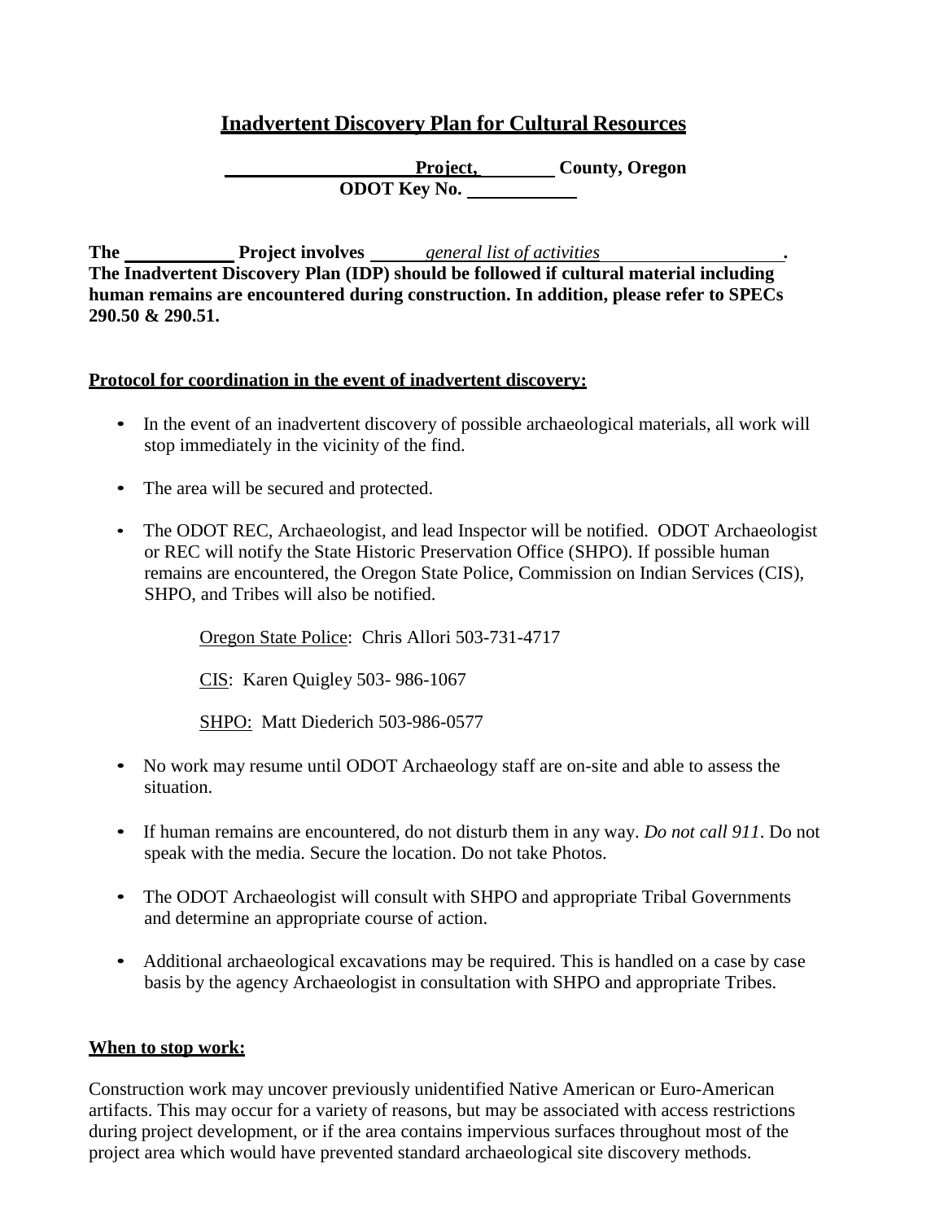# Inadvertent Discovery Plan for Cultural Resources

**\_\_\_\_\_\_\_\_\_\_\_\_\_\_\_\_\_\_\_\_\_ Project, \_\_\_\_\_\_\_\_ County, Oregon**
**ODOT Key No. \_\_\_\_\_\_\_\_\_\_\_\_**

**The \_\_\_\_\_\_\_\_\_\_\_\_ Project involves** *general list of activities* **.**
**The Inadvertent Discovery Plan (IDP) should be followed if cultural material including human remains are encountered during construction. In addition, please refer to SPECs 290.50 & 290.51.**

## Protocol for coordination in the event of inadvertent discovery:

- In the event of an inadvertent discovery of possible archaeological materials, all work will stop immediately in the vicinity of the find.
- The area will be secured and protected.
- The ODOT REC, Archaeologist, and lead Inspector will be notified. ODOT Archaeologist or REC will notify the State Historic Preservation Office (SHPO). If possible human remains are encountered, the Oregon State Police, Commission on Indian Services (CIS), SHPO, and Tribes will also be notified.

  Oregon State Police: Chris Allori 503-731-4717

  CIS: Karen Quigley 503- 986-1067

  SHPO: Matt Diederich 503-986-0577

- No work may resume until ODOT Archaeology staff are on-site and able to assess the situation.
- If human remains are encountered, do not disturb them in any way. *Do not call 911*. Do not speak with the media. Secure the location. Do not take Photos.
- The ODOT Archaeologist will consult with SHPO and appropriate Tribal Governments and determine an appropriate course of action.
- Additional archaeological excavations may be required. This is handled on a case by case basis by the agency Archaeologist in consultation with SHPO and appropriate Tribes.

## When to stop work:

Construction work may uncover previously unidentified Native American or Euro-American artifacts. This may occur for a variety of reasons, but may be associated with access restrictions during project development, or if the area contains impervious surfaces throughout most of the project area which would have prevented standard archaeological site discovery methods.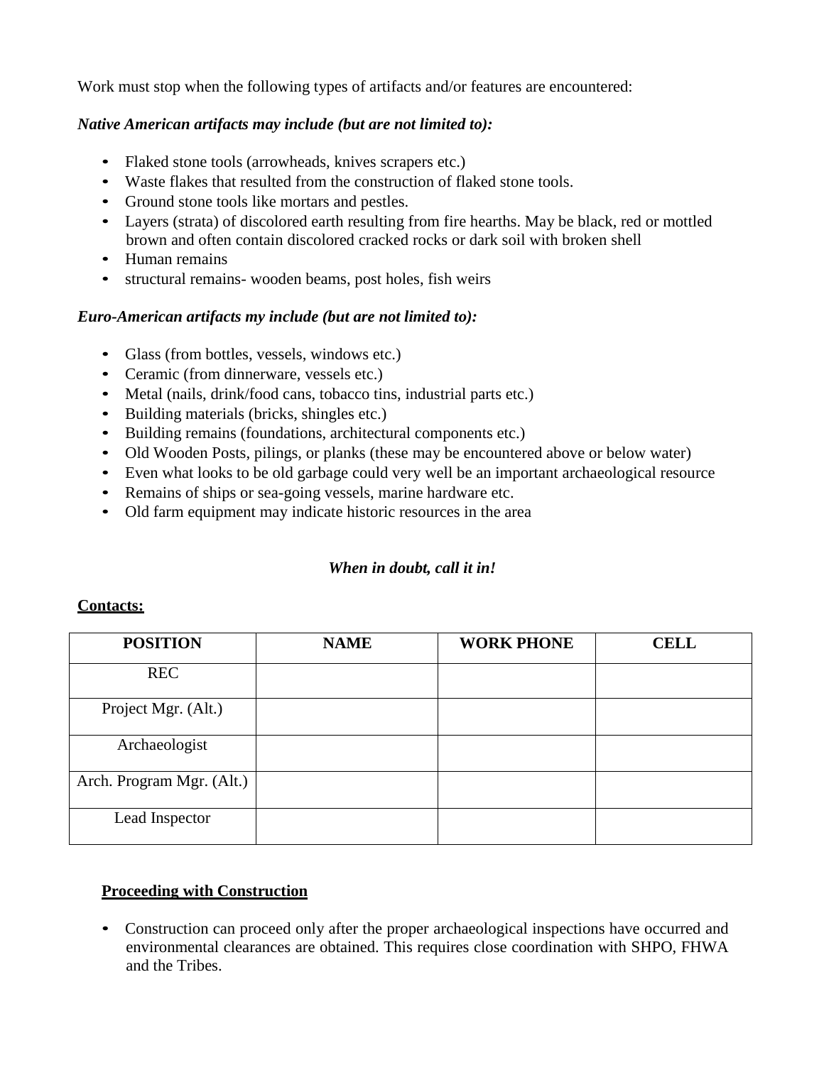Work must stop when the following types of artifacts and/or features are encountered:

***Native American artifacts may include (but are not limited to):***

- Flaked stone tools (arrowheads, knives scrapers etc.)
- Waste flakes that resulted from the construction of flaked stone tools.
- Ground stone tools like mortars and pestles.
- Layers (strata) of discolored earth resulting from fire hearths. May be black, red or mottled brown and often contain discolored cracked rocks or dark soil with broken shell
- Human remains
- structural remains- wooden beams, post holes, fish weirs

***Euro-American artifacts my include (but are not limited to):***

- Glass (from bottles, vessels, windows etc.)
- Ceramic (from dinnerware, vessels etc.)
- Metal (nails, drink/food cans, tobacco tins, industrial parts etc.)
- Building materials (bricks, shingles etc.)
- Building remains (foundations, architectural components etc.)
- Old Wooden Posts, pilings, or planks (these may be encountered above or below water)
- Even what looks to be old garbage could very well be an important archaeological resource
- Remains of ships or sea-going vessels, marine hardware etc.
- Old farm equipment may indicate historic resources in the area

***When in doubt, call it in!***

**<u>Contacts:</u>**

| POSITION | NAME | WORK PHONE | CELL |
|---|---|---|---|
| REC | | | |
| Project Mgr. (Alt.) | | | |
| Archaeologist | | | |
| Arch. Program Mgr. (Alt.) | | | |
| Lead Inspector | | | |

**<u>Proceeding with Construction</u>**

- Construction can proceed only after the proper archaeological inspections have occurred and environmental clearances are obtained. This requires close coordination with SHPO, FHWA and the Tribes.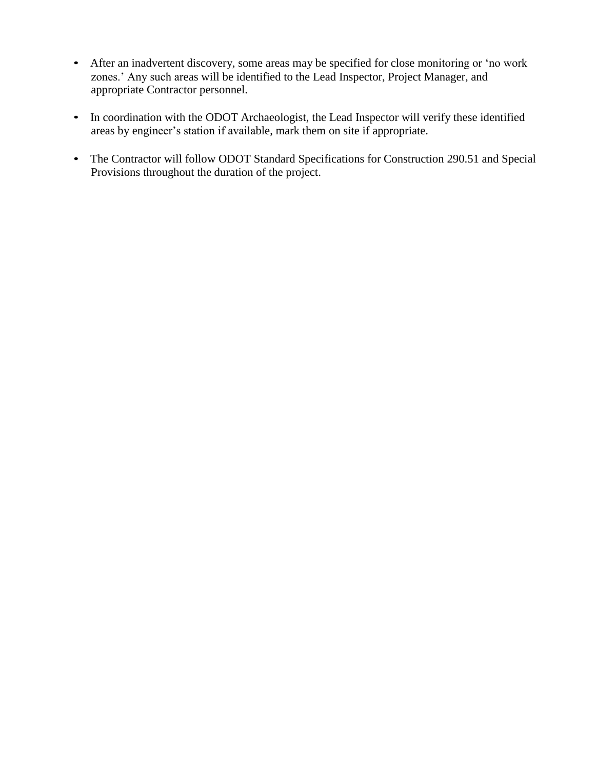- After an inadvertent discovery, some areas may be specified for close monitoring or 'no work zones.' Any such areas will be identified to the Lead Inspector, Project Manager, and appropriate Contractor personnel.

- In coordination with the ODOT Archaeologist, the Lead Inspector will verify these identified areas by engineer's station if available, mark them on site if appropriate.

- The Contractor will follow ODOT Standard Specifications for Construction 290.51 and Special Provisions throughout the duration of the project.